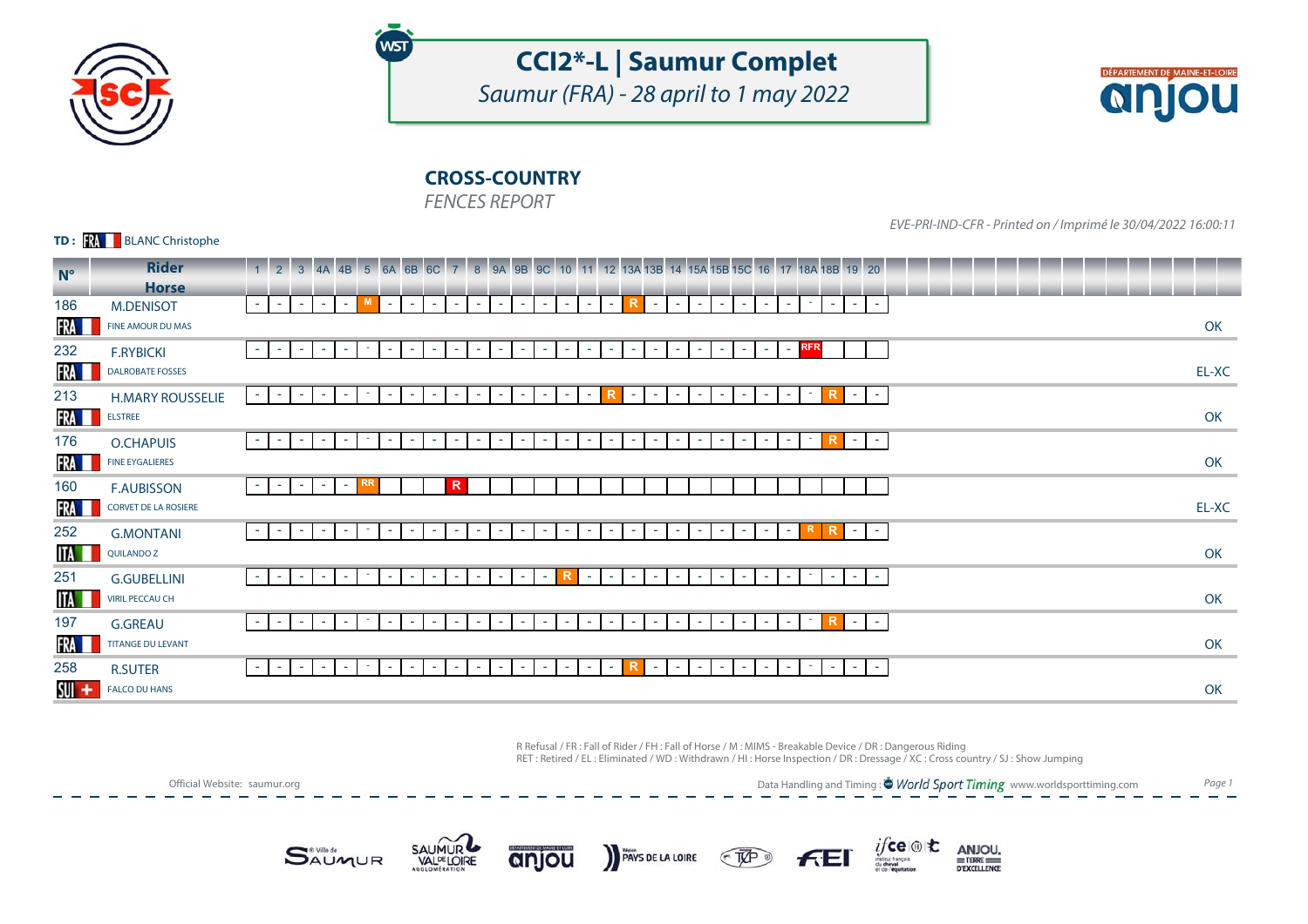# CCI2*-L | Saumur Complet

*Saumur (FRA) - 28 april to 1 may 2022*

## CROSS-COUNTRY

*FENCES REPORT*

*EVE-PRI-IND-CFR - Printed on / Imprimé le 30/04/2022 16:00:11*

**TD :** FRA BLANC Christophe

| N° | Rider / Horse | 1 | 2 | 3 | 4A | 4B | 5 | 6A | 6B | 6C | 7 | 8 | 9A | 9B | 9C | 10 | 11 | 12 | 13A | 13B | 14 | 15A | 15B | 15C | 16 | 17 | 18A | 18B | 19 | 20 | |
|---|---|---|---|---|---|---|---|---|---|---|---|---|---|---|---|---|---|---|---|---|---|---|---|---|---|---|---|---|---|---|---|
| 186 FRA | M.DENISOT / FINE AMOUR DU MAS | - | - | - | - | - | M | - | - | - | - | - | - | - | - | - | - | - | R | - | - | - | - | - | - | - | - | - | - | - | OK |
| 232 FRA | F.RYBICKI / DALROBATE FOSSES | - | - | - | - | - | - | - | - | - | - | - | - | - | - | - | - | - | - | - | - | - | - | - | - | - | RFR | | | | EL-XC |
| 213 FRA | H.MARY ROUSSELIE / ELSTREE | - | - | - | - | - | - | - | - | - | - | - | - | - | - | - | - | R | - | - | - | - | - | - | - | - | - | R | - | - | OK |
| 176 FRA | O.CHAPUIS / FINE EYGALIERES | - | - | - | - | - | - | - | - | - | - | - | - | - | - | - | - | - | - | - | - | - | - | - | - | - | - | R | - | - | OK |
| 160 FRA | F.AUBISSON / CORVET DE LA ROSIERE | - | - | - | - | - | RR | | | | R | | | | | | | | | | | | | | | | | | | | EL-XC |
| 252 ITA | G.MONTANI / QUILANDO Z | - | - | - | - | - | - | - | - | - | - | - | - | - | - | - | - | - | - | - | - | - | - | - | - | - | R | R | - | - | OK |
| 251 ITA | G.GUBELLINI / VIRIL PECCAU CH | - | - | - | - | - | - | - | - | - | - | - | - | - | - | R | - | - | - | - | - | - | - | - | - | - | - | - | - | - | OK |
| 197 FRA | G.GREAU / TITANGE DU LEVANT | - | - | - | - | - | - | - | - | - | - | - | - | - | - | - | - | - | - | - | - | - | - | - | - | - | - | R | - | - | OK |
| 258 SUI | R.SUTER / FALCO DU HANS | - | - | - | - | - | - | - | - | - | - | - | - | - | - | - | - | - | R | - | - | - | - | - | - | - | - | - | - | - | OK |

R Refusal / FR : Fall of Rider / FH : Fall of Horse / M : MIMS - Breakable Device / DR : Dangerous Riding
RET : Retired / EL : Eliminated / WD : Withdrawn / HI : Horse Inspection / DR : Dressage / XC : Cross country / SJ : Show Jumping

Official Website: saumur.org

Data Handling and Timing : World Sport Timing www.worldsporttiming.com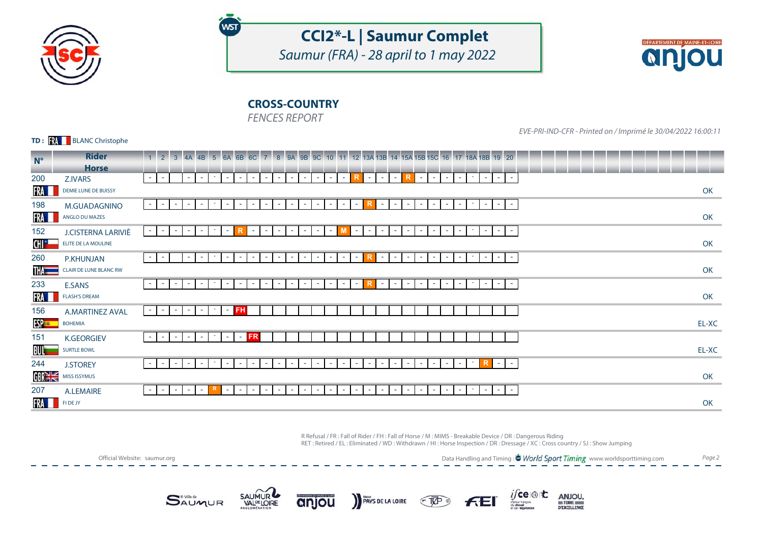# CCI2*-L | Saumur Complet

*Saumur (FRA) - 28 april to 1 may 2022*

## CROSS-COUNTRY

*FENCES REPORT*

*EVE-PRI-IND-CFR - Printed on / Imprimé le 30/04/2022 16:00:11*

**TD :** FRA BLANC Christophe

| N° | Rider / Horse | 1 | 2 | 3 | 4A | 4B | 5 | 6A | 6B | 6C | 7 | 8 | 9A | 9B | 9C | 10 | 11 | 12 | 13A | 13B | 14 | 15A | 15B | 15C | 16 | 17 | 18A | 18B | 19 | 20 | |
|---|---|---|---|---|---|---|---|---|---|---|---|---|---|---|---|---|---|---|---|---|---|---|---|---|---|---|---|---|---|---|---|
| 200 FRA | Z.IVARS / DEMIE LUNE DE BUISSY | - | - | | - | - | - | - | - | - | - | - | - | - | - | - | - | R | - | - | - | R | - | - | - | - | - | - | - | - | OK |
| 198 FRA | M.GUADAGNINO / ANGLO DU MAZES | - | - | - | - | - | - | - | - | - | - | - | - | - | - | - | - | - | R | - | - | - | - | - | - | - | - | - | - | - | OK |
| 152 CHI | J.CISTERNA LARIVIÈ / ELITE DE LA MOULINE | - | - | - | - | - | - | - | R | - | - | - | - | - | - | - | M | - | - | - | - | - | - | - | - | - | - | - | - | - | OK |
| 260 THA | P.KHUNJAN / CLAIR DE LUNE BLANC RW | - | - | | - | - | - | - | - | - | - | - | - | - | - | - | - | - | R | - | - | - | - | - | - | - | - | - | - | - | OK |
| 233 FRA | E.SANS / FLASH'S DREAM | - | - | - | - | - | - | - | - | - | - | - | - | - | - | - | - | - | R | - | - | - | - | - | - | - | - | - | - | - | OK |
| 156 ESP | A.MARTINEZ AVAL / BOHEMIA | - | - | - | - | - | - | - | FH | | | | | | | | | | | | | | | | | | | | | | EL-XC |
| 151 BUL | K.GEORGIEV / SURTLE BOWL | - | - | - | - | - | - | - | - | FR | | | | | | | | | | | | | | | | | | | | | EL-XC |
| 244 GBR | J.STOREY / MISS ISSYMUS | - | - | - | - | - | - | - | - | - | - | - | - | - | - | - | - | - | - | - | - | - | - | - | - | - | - | R | - | - | OK |
| 207 FRA | A.LEMAIRE / FI DE JY | - | - | - | - | - | R | - | - | - | - | - | - | - | - | - | - | - | - | - | - | - | - | - | - | - | - | - | - | - | OK |

R Refusal / FR : Fall of Rider / FH : Fall of Horse / M : MIMS - Breakable Device / DR : Dangerous Riding
RET : Retired / EL : Eliminated / WD : Withdrawn / HI : Horse Inspection / DR : Dressage / XC : Cross country / SJ : Show Jumping

Official Website: saumur.org

Data Handling and Timing : World Sport Timing www.worldsporttiming.com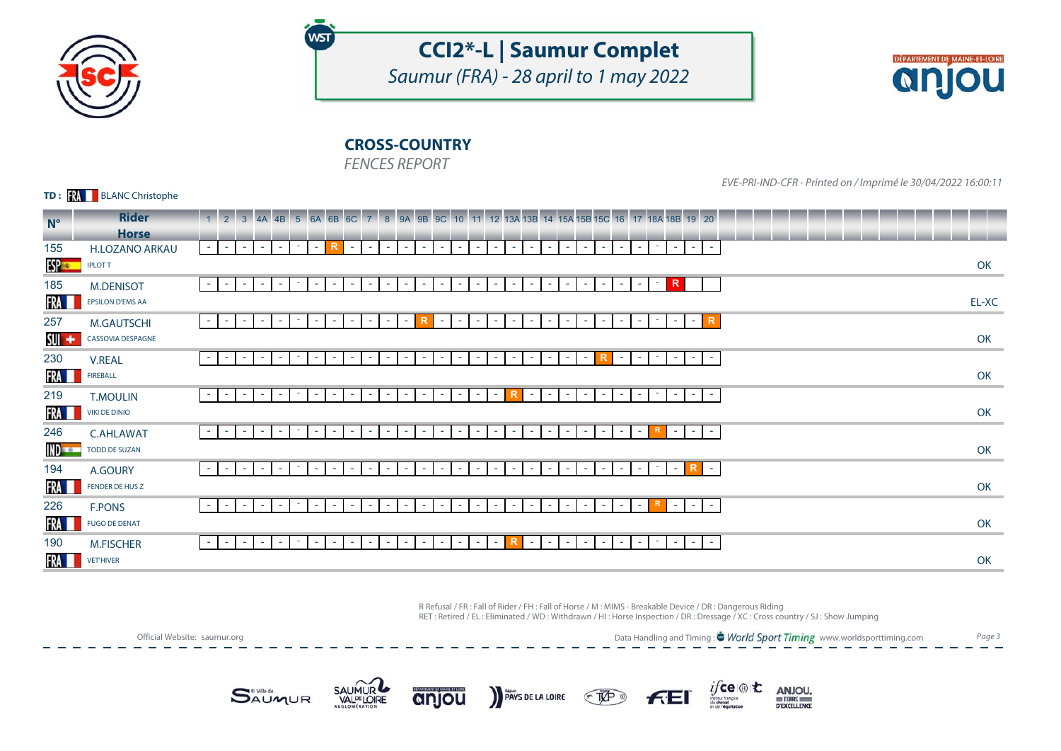# CCI2*-L | Saumur Complet

*Saumur (FRA) - 28 april to 1 may 2022*

## CROSS-COUNTRY

*FENCES REPORT*

*EVE-PRI-IND-CFR - Printed on / Imprimé le 30/04/2022 16:00:11*

**TD :** FRA BLANC Christophe

| N° | Rider / Horse | 1 | 2 | 3 | 4A | 4B | 5 | 6A | 6B | 6C | 7 | 8 | 9A | 9B | 9C | 10 | 11 | 12 | 13A | 13B | 14 | 15A | 15B | 15C | 16 | 17 | 18A | 18B | 19 | 20 | |
|---|---|---|---|---|---|---|---|---|---|---|---|---|---|---|---|---|---|---|---|---|---|---|---|---|---|---|---|---|---|---|---|
| 155 ESP | H.LOZANO ARKAU / IPLOT T | - | - | - | - | - | - | - | R | - | - | - | - | - | - | - | - | - | - | - | - | - | - | - | - | - | - | - | - | - | OK |
| 185 FRA | M.DENISOT / EPSILON D'EMS AA | - | - | - | - | - | - | - | - | - | - | - | - | - | - | - | - | - | - | - | - | - | - | - | - | - | - | R | | | EL-XC |
| 257 SUI | M.GAUTSCHI / CASSOVIA DESPAGNE | - | - | - | - | - | - | - | - | - | - | - | - | R | - | - | - | - | - | - | - | - | - | - | - | - | - | - | - | R | OK |
| 230 FRA | V.REAL / FIREBALL | - | - | - | - | - | - | - | - | - | - | - | - | - | - | - | - | - | - | - | - | - | - | R | - | - | - | - | - | - | OK |
| 219 FRA | T.MOULIN / VIKI DE DINIO | - | - | - | - | - | - | - | - | - | - | - | - | - | - | - | - | - | R | - | - | - | - | - | - | - | - | - | - | - | OK |
| 246 IND | C.AHLAWAT / TODD DE SUZAN | - | - | - | - | - | - | - | - | - | - | - | - | - | - | - | - | - | - | - | - | - | - | - | - | - | R | - | - | - | OK |
| 194 FRA | A.GOURY / FENDER DE HUS Z | - | - | - | - | - | - | - | - | - | - | - | - | - | - | - | - | - | - | - | - | - | - | - | - | - | - | - | R | - | OK |
| 226 FRA | F.PONS / FUGO DE DENAT | - | - | - | - | - | - | - | - | - | - | - | - | - | - | - | - | - | - | - | - | - | - | - | - | - | R | - | - | - | OK |
| 190 FRA | M.FISCHER / VET'HIVER | - | - | - | - | - | - | - | - | - | - | - | - | - | - | - | - | - | R | - | - | - | - | - | - | - | - | - | - | - | OK |

R Refusal / FR : Fall of Rider / FH : Fall of Horse / M : MIMS - Breakable Device / DR : Dangerous Riding
RET : Retired / EL : Eliminated / WD : Withdrawn / HI : Horse Inspection / DR : Dressage / XC : Cross country / SJ : Show Jumping

Official Website: saumur.org

Data Handling and Timing : World Sport Timing www.worldsporttiming.com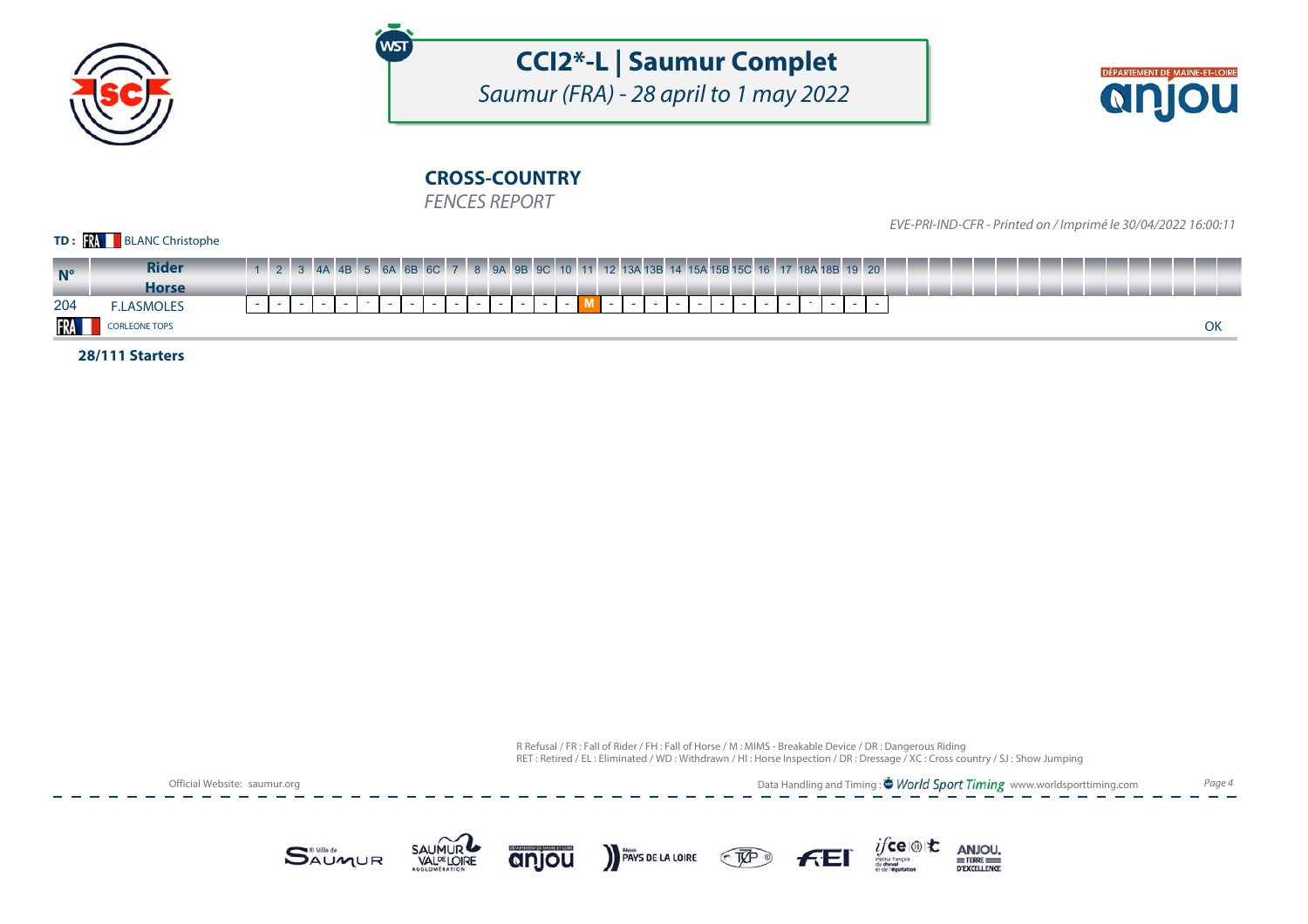# CCI2*-L | Saumur Complet

*Saumur (FRA) - 28 april to 1 may 2022*

## CROSS-COUNTRY

*FENCES REPORT*

*EVE-PRI-IND-CFR - Printed on / Imprimé le 30/04/2022 16:00:11*

**TD :** FRA BLANC Christophe

| N° | Rider / Horse | 1 | 2 | 3 | 4A | 4B | 5 | 6A | 6B | 6C | 7 | 8 | 9A | 9B | 9C | 10 | 11 | 12 | 13A | 13B | 14 | 15A | 15B | 15C | 16 | 17 | 18A | 18B | 19 | 20 | |
|---|---|---|---|---|---|---|---|---|---|---|---|---|---|---|---|---|---|---|---|---|---|---|---|---|---|---|---|---|---|---|---|
| 204 | F.LASMOLES | - | - | - | - | - | - | - | - | - | - | - | - | - | - | - | M | - | - | - | - | - | - | - | - | - | - | - | - | - | |
| FRA | CORLEONE TOPS | | | | | | | | | | | | | | | | | | | | | | | | | | | | | | OK |

**28/111 Starters**

R Refusal / FR : Fall of Rider / FH : Fall of Horse / M : MIMS - Breakable Device / DR : Dangerous Riding
RET : Retired / EL : Eliminated / WD : Withdrawn / HI : Horse Inspection / DR : Dressage / XC : Cross country / SJ : Show Jumping

Official Website: saumur.org

Data Handling and Timing : World Sport Timing www.worldsporttiming.com